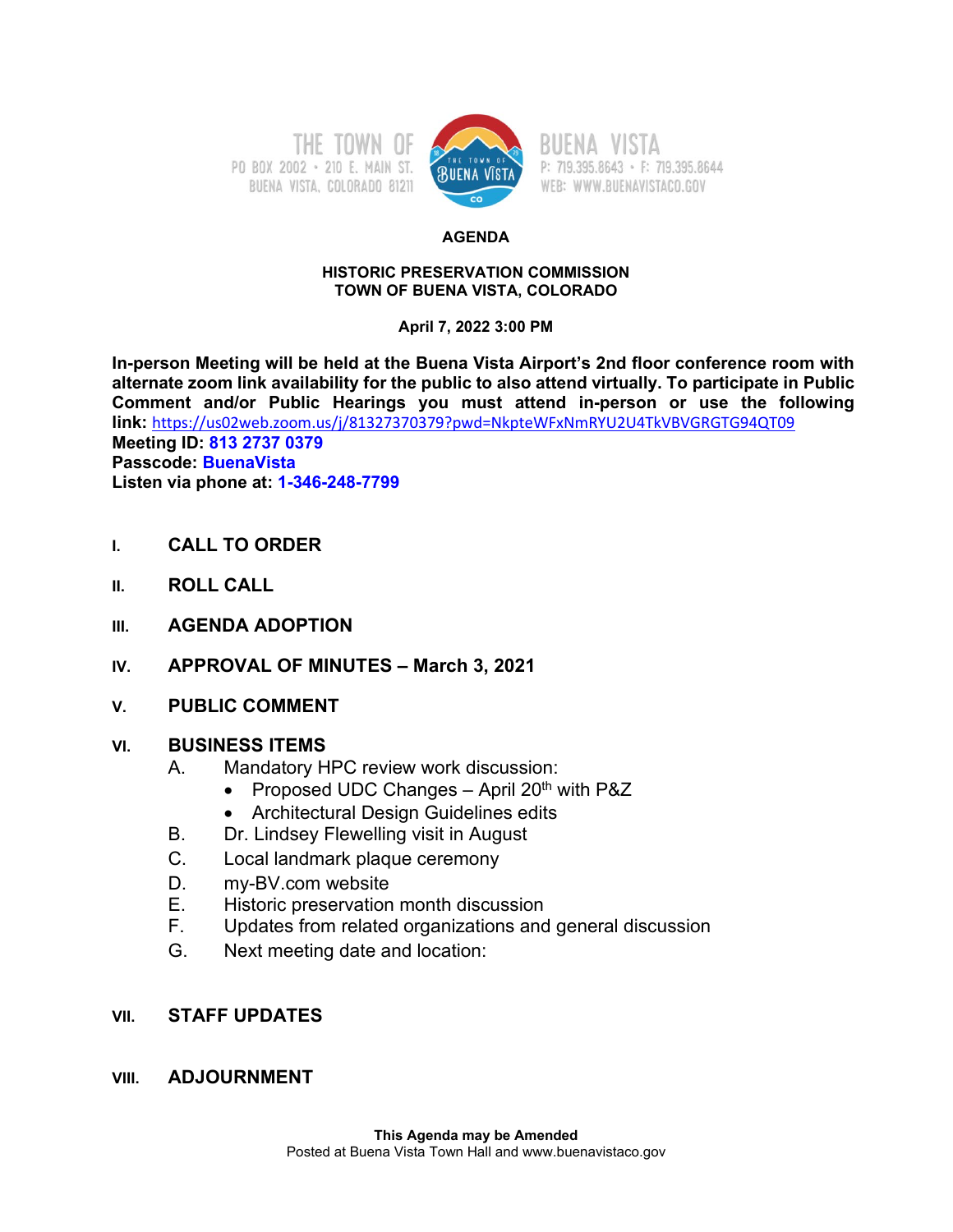THE TOWN OF BUENA VISTA
PO BOX 2002 • 210 E. MAIN ST.
BUENA VISTA, COLORADO 81211
P: 719.395.8643 • F: 719.395.8644
WEB: WWW.BUENAVISTACO.GOV

# AGENDA

## HISTORIC PRESERVATION COMMISSION
## TOWN OF BUENA VISTA, COLORADO

**April 7, 2022 3:00 PM**

**In-person Meeting will be held at the Buena Vista Airport's 2nd floor conference room with alternate zoom link availability for the public to also attend virtually. To participate in Public Comment and/or Public Hearings you must attend in-person or use the following link:** https://us02web.zoom.us/j/81327370379?pwd=NkpteWFxNmRYU2U4TkVBVGRGTG94QT09
**Meeting ID: 813 2737 0379**
**Passcode: BuenaVista**
**Listen via phone at: 1-346-248-7799**

## I. CALL TO ORDER

## II. ROLL CALL

## III. AGENDA ADOPTION

## IV. APPROVAL OF MINUTES – March 3, 2021

## V. PUBLIC COMMENT

## VI. BUSINESS ITEMS

A. Mandatory HPC review work discussion:
   - Proposed UDC Changes – April 20th with P&Z
   - Architectural Design Guidelines edits

B. Dr. Lindsey Flewelling visit in August

C. Local landmark plaque ceremony

D. my-BV.com website

E. Historic preservation month discussion

F. Updates from related organizations and general discussion

G. Next meeting date and location:

## VII. STAFF UPDATES

## VIII. ADJOURNMENT

**This Agenda may be Amended**
Posted at Buena Vista Town Hall and www.buenavistaco.gov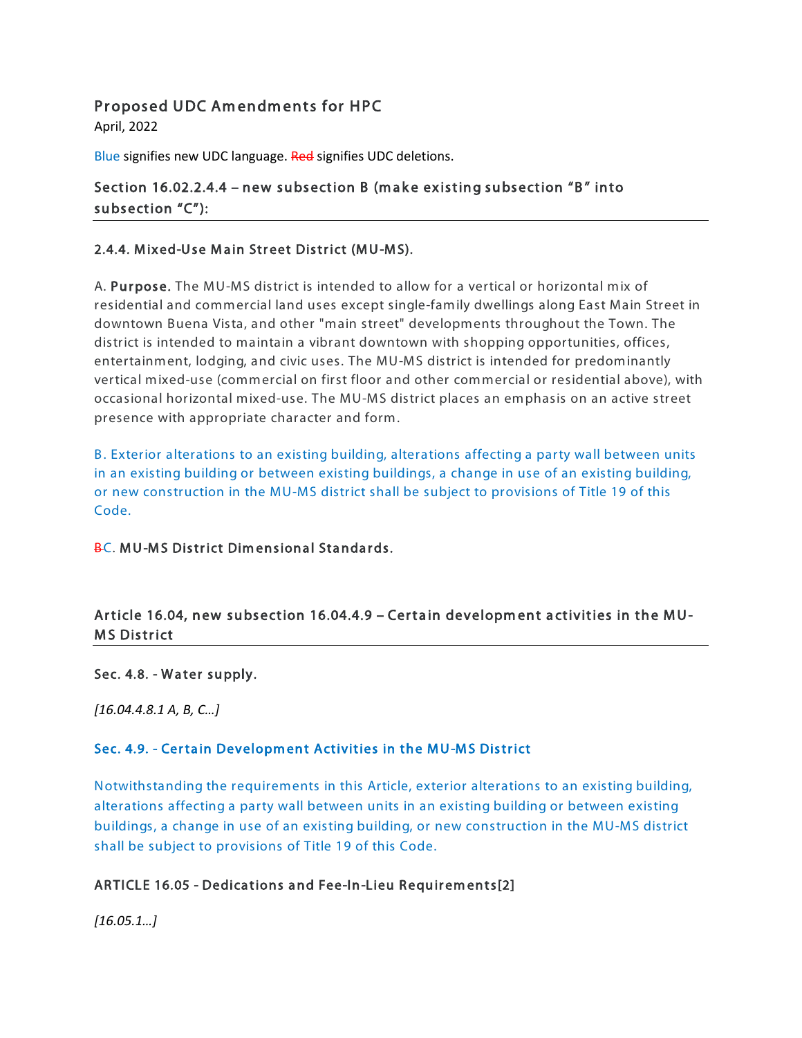## Proposed UDC Amendments for HPC

April, 2022

Blue signifies new UDC language. ~~Red~~ signifies UDC deletions.

### Section 16.02.2.4.4 – new subsection B (make existing subsection "B" into subsection "C"):

**2.4.4. Mixed-Use Main Street District (MU-MS).**

A. **Purpose.** The MU-MS district is intended to allow for a vertical or horizontal mix of residential and commercial land uses except single-family dwellings along East Main Street in downtown Buena Vista, and other "main street" developments throughout the Town. The district is intended to maintain a vibrant downtown with shopping opportunities, offices, entertainment, lodging, and civic uses. The MU-MS district is intended for predominantly vertical mixed-use (commercial on first floor and other commercial or residential above), with occasional horizontal mixed-use. The MU-MS district places an emphasis on an active street presence with appropriate character and form.

B. Exterior alterations to an existing building, alterations affecting a party wall between units in an existing building or between existing buildings, a change in use of an existing building, or new construction in the MU-MS district shall be subject to provisions of Title 19 of this Code.

~~B~~C. **MU-MS District Dimensional Standards.**

### Article 16.04, new subsection 16.04.4.9 – Certain development activities in the MU-MS District

**Sec. 4.8. - Water supply.**

*[16.04.4.8.1 A, B, C...]*

**Sec. 4.9. - Certain Development Activities in the MU-MS District**

Notwithstanding the requirements in this Article, exterior alterations to an existing building, alterations affecting a party wall between units in an existing building or between existing buildings, a change in use of an existing building, or new construction in the MU-MS district shall be subject to provisions of Title 19 of this Code.

**ARTICLE 16.05 - Dedications and Fee-In-Lieu Requirements[2]**

*[16.05.1...]*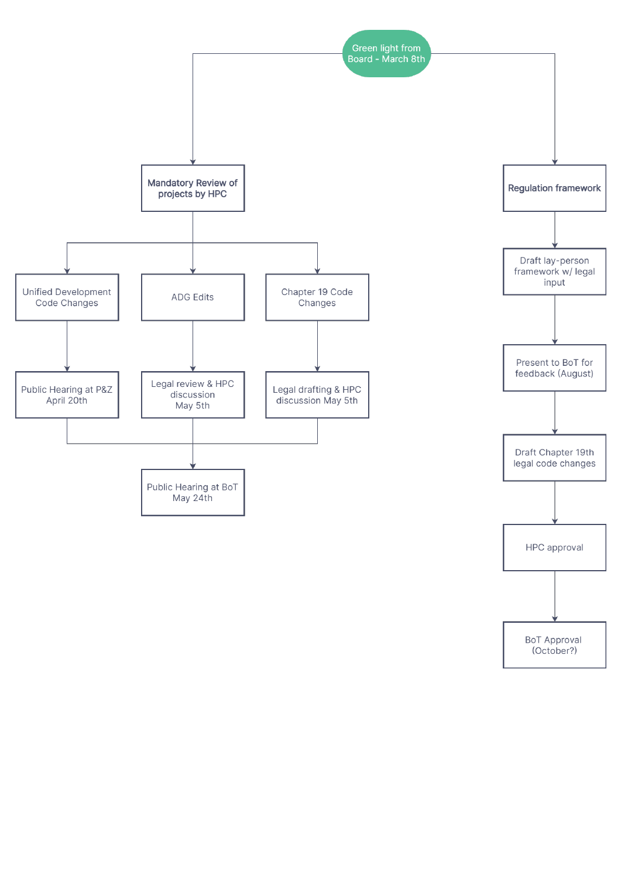Green light from Board - March 8th

Mandatory Review of projects by HPC

Unified Development Code Changes

Public Hearing at P&Z April 20th

ADG Edits

Legal review & HPC discussion May 5th

Chapter 19 Code Changes

Legal drafting & HPC discussion May 5th

Public Hearing at BoT May 24th

Regulation framework

Draft lay-person framework w/ legal input

Present to BoT for feedback (August)

Draft Chapter 19th legal code changes

HPC approval

BoT Approval (October?)